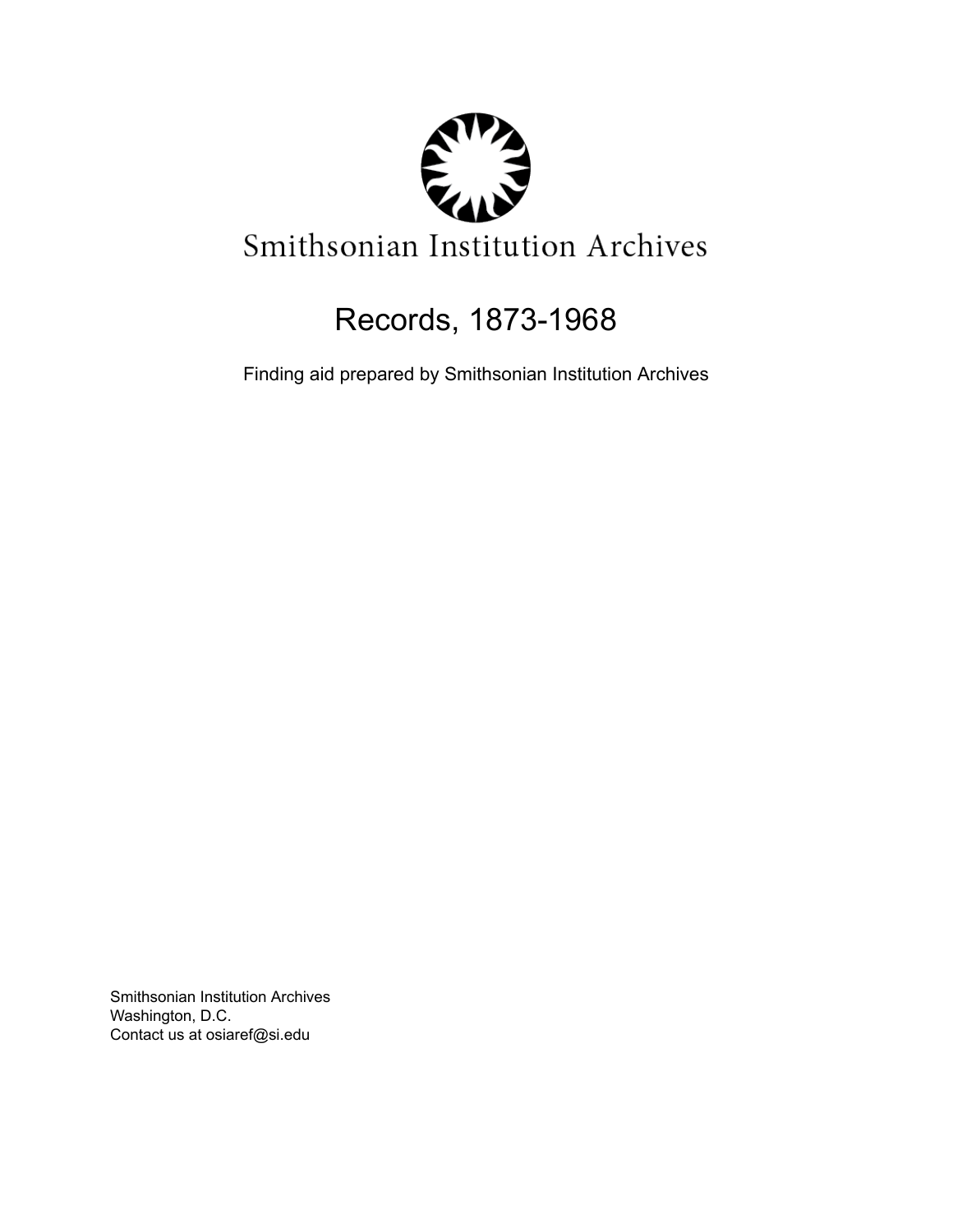Smithsonian Institution Archives

# Records, 1873-1968

Finding aid prepared by Smithsonian Institution Archives

Smithsonian Institution Archives
Washington, D.C.
Contact us at osiaref@si.edu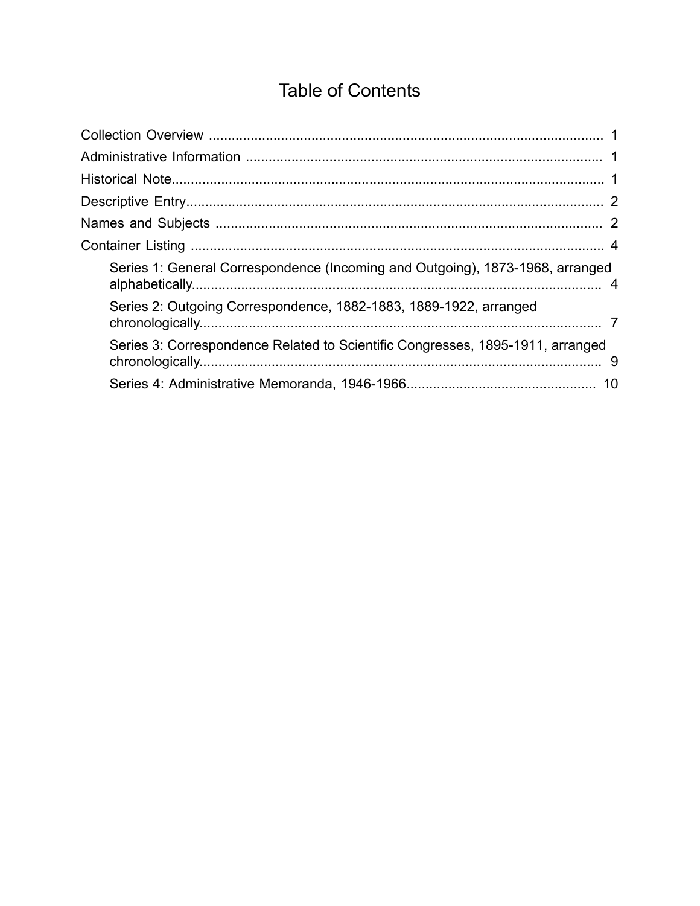# Table of Contents

Collection Overview ........................................................................................................ 1
Administrative Information ............................................................................................. 1
Historical Note................................................................................................................. 1
Descriptive Entry............................................................................................................. 2
Names and Subjects ...................................................................................................... 2
Container Listing ............................................................................................................ 4
- Series 1: General Correspondence (Incoming and Outgoing), 1873-1968, arranged alphabetically........................................................................................................... 4
- Series 2: Outgoing Correspondence, 1882-1883, 1889-1922, arranged chronologically......................................................................................................... 7
- Series 3: Correspondence Related to Scientific Congresses, 1895-1911, arranged chronologically......................................................................................................... 9
- Series 4: Administrative Memoranda, 1946-1966................................................. 10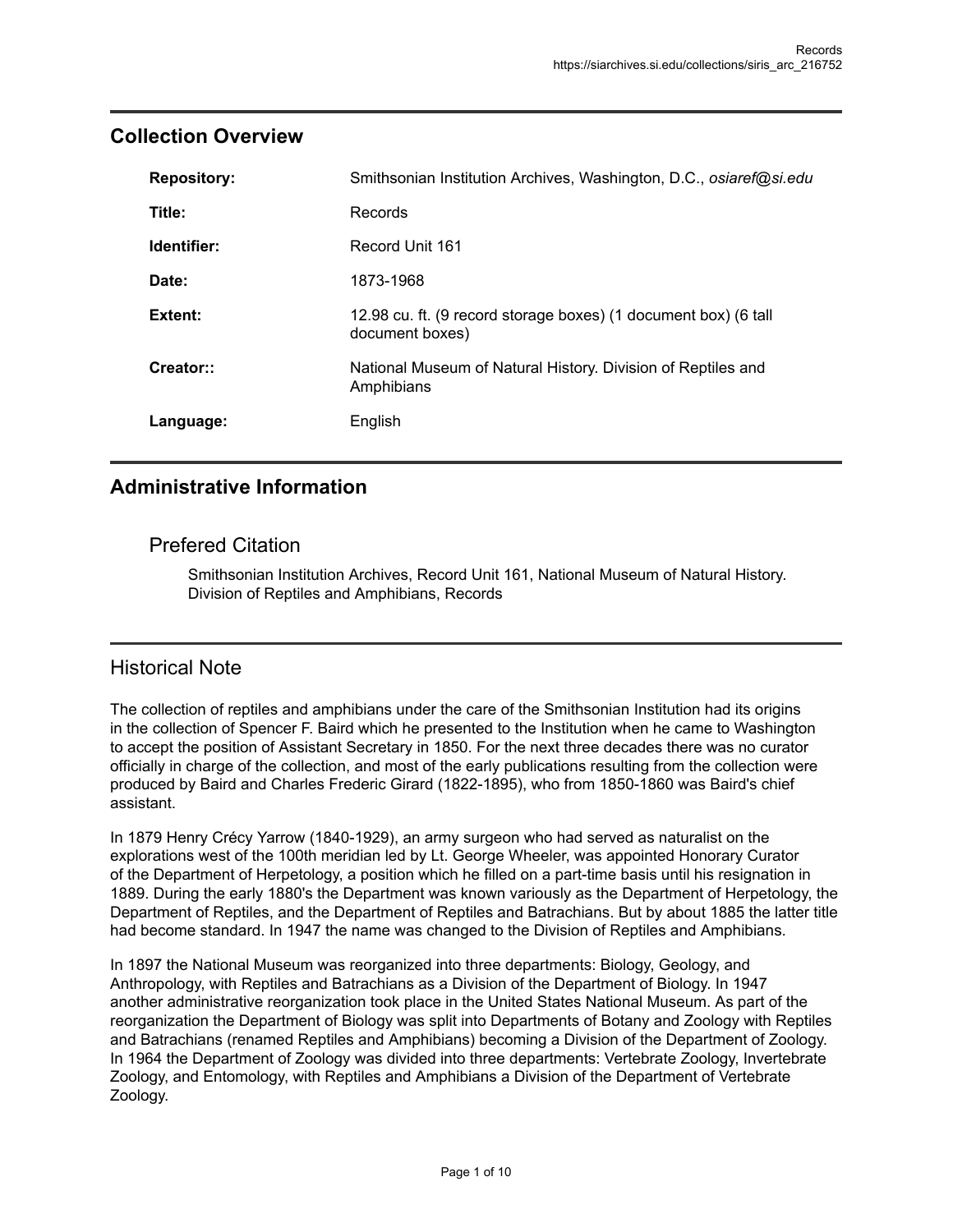## Collection Overview

| | |
|---|---|
| **Repository:** | Smithsonian Institution Archives, Washington, D.C., *osiaref@si.edu* |
| **Title:** | Records |
| **Identifier:** | Record Unit 161 |
| **Date:** | 1873-1968 |
| **Extent:** | 12.98 cu. ft. (9 record storage boxes) (1 document box) (6 tall document boxes) |
| **Creator::** | National Museum of Natural History. Division of Reptiles and Amphibians |
| **Language:** | English |

## Administrative Information

### Prefered Citation

Smithsonian Institution Archives, Record Unit 161, National Museum of Natural History. Division of Reptiles and Amphibians, Records

## Historical Note

The collection of reptiles and amphibians under the care of the Smithsonian Institution had its origins in the collection of Spencer F. Baird which he presented to the Institution when he came to Washington to accept the position of Assistant Secretary in 1850. For the next three decades there was no curator officially in charge of the collection, and most of the early publications resulting from the collection were produced by Baird and Charles Frederic Girard (1822-1895), who from 1850-1860 was Baird's chief assistant.

In 1879 Henry Crécy Yarrow (1840-1929), an army surgeon who had served as naturalist on the explorations west of the 100th meridian led by Lt. George Wheeler, was appointed Honorary Curator of the Department of Herpetology, a position which he filled on a part-time basis until his resignation in 1889. During the early 1880's the Department was known variously as the Department of Herpetology, the Department of Reptiles, and the Department of Reptiles and Batrachians. But by about 1885 the latter title had become standard. In 1947 the name was changed to the Division of Reptiles and Amphibians.

In 1897 the National Museum was reorganized into three departments: Biology, Geology, and Anthropology, with Reptiles and Batrachians as a Division of the Department of Biology. In 1947 another administrative reorganization took place in the United States National Museum. As part of the reorganization the Department of Biology was split into Departments of Botany and Zoology with Reptiles and Batrachians (renamed Reptiles and Amphibians) becoming a Division of the Department of Zoology. In 1964 the Department of Zoology was divided into three departments: Vertebrate Zoology, Invertebrate Zoology, and Entomology, with Reptiles and Amphibians a Division of the Department of Vertebrate Zoology.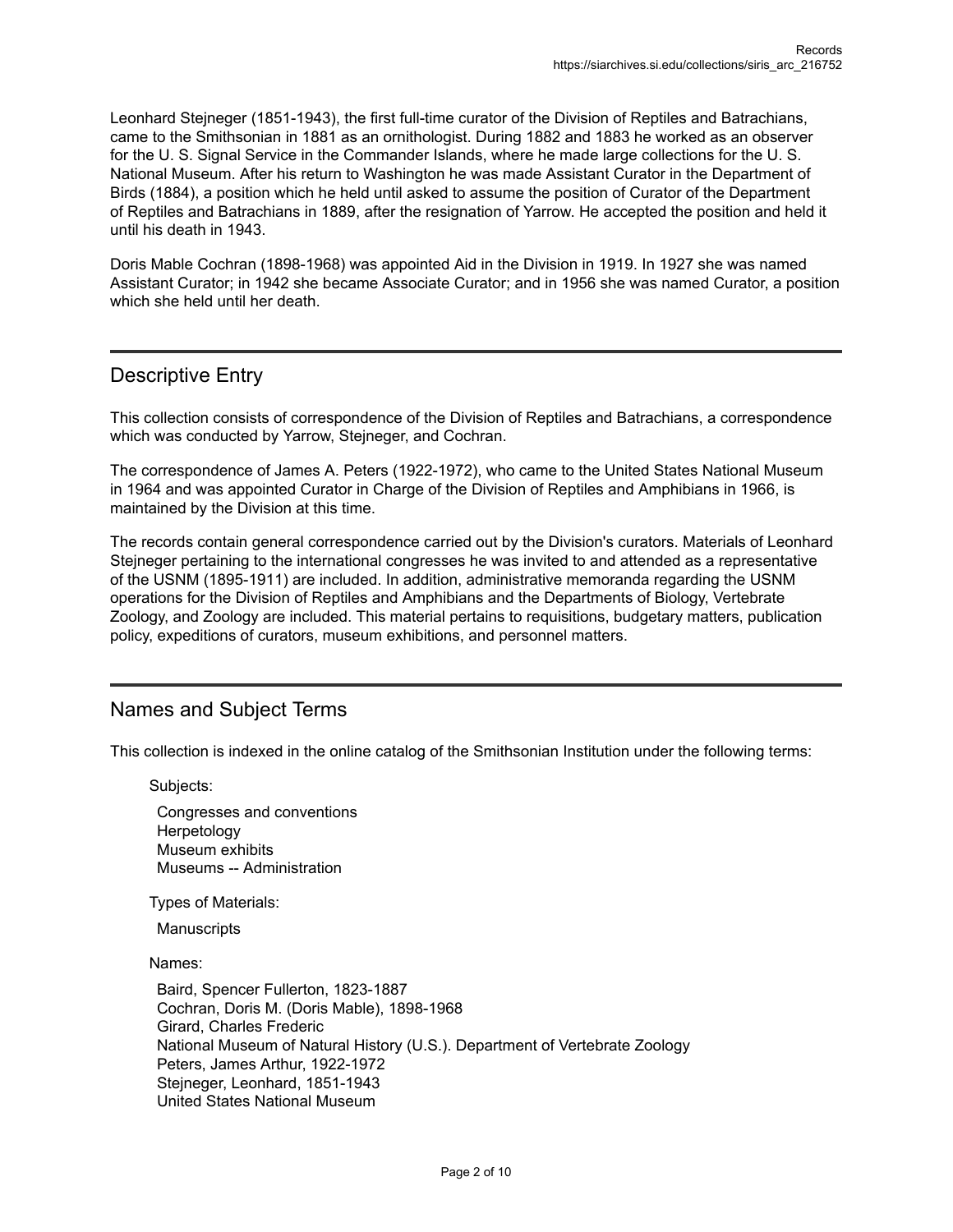Leonhard Stejneger (1851-1943), the first full-time curator of the Division of Reptiles and Batrachians, came to the Smithsonian in 1881 as an ornithologist. During 1882 and 1883 he worked as an observer for the U. S. Signal Service in the Commander Islands, where he made large collections for the U. S. National Museum. After his return to Washington he was made Assistant Curator in the Department of Birds (1884), a position which he held until asked to assume the position of Curator of the Department of Reptiles and Batrachians in 1889, after the resignation of Yarrow. He accepted the position and held it until his death in 1943.

Doris Mable Cochran (1898-1968) was appointed Aid in the Division in 1919. In 1927 she was named Assistant Curator; in 1942 she became Associate Curator; and in 1956 she was named Curator, a position which she held until her death.

## Descriptive Entry

This collection consists of correspondence of the Division of Reptiles and Batrachians, a correspondence which was conducted by Yarrow, Stejneger, and Cochran.

The correspondence of James A. Peters (1922-1972), who came to the United States National Museum in 1964 and was appointed Curator in Charge of the Division of Reptiles and Amphibians in 1966, is maintained by the Division at this time.

The records contain general correspondence carried out by the Division's curators. Materials of Leonhard Stejneger pertaining to the international congresses he was invited to and attended as a representative of the USNM (1895-1911) are included. In addition, administrative memoranda regarding the USNM operations for the Division of Reptiles and Amphibians and the Departments of Biology, Vertebrate Zoology, and Zoology are included. This material pertains to requisitions, budgetary matters, publication policy, expeditions of curators, museum exhibitions, and personnel matters.

## Names and Subject Terms

This collection is indexed in the online catalog of the Smithsonian Institution under the following terms:

Subjects:

- Congresses and conventions
- Herpetology
- Museum exhibits
- Museums -- Administration

Types of Materials:

- Manuscripts

Names:

- Baird, Spencer Fullerton, 1823-1887
- Cochran, Doris M. (Doris Mable), 1898-1968
- Girard, Charles Frederic
- National Museum of Natural History (U.S.). Department of Vertebrate Zoology
- Peters, James Arthur, 1922-1972
- Stejneger, Leonhard, 1851-1943
- United States National Museum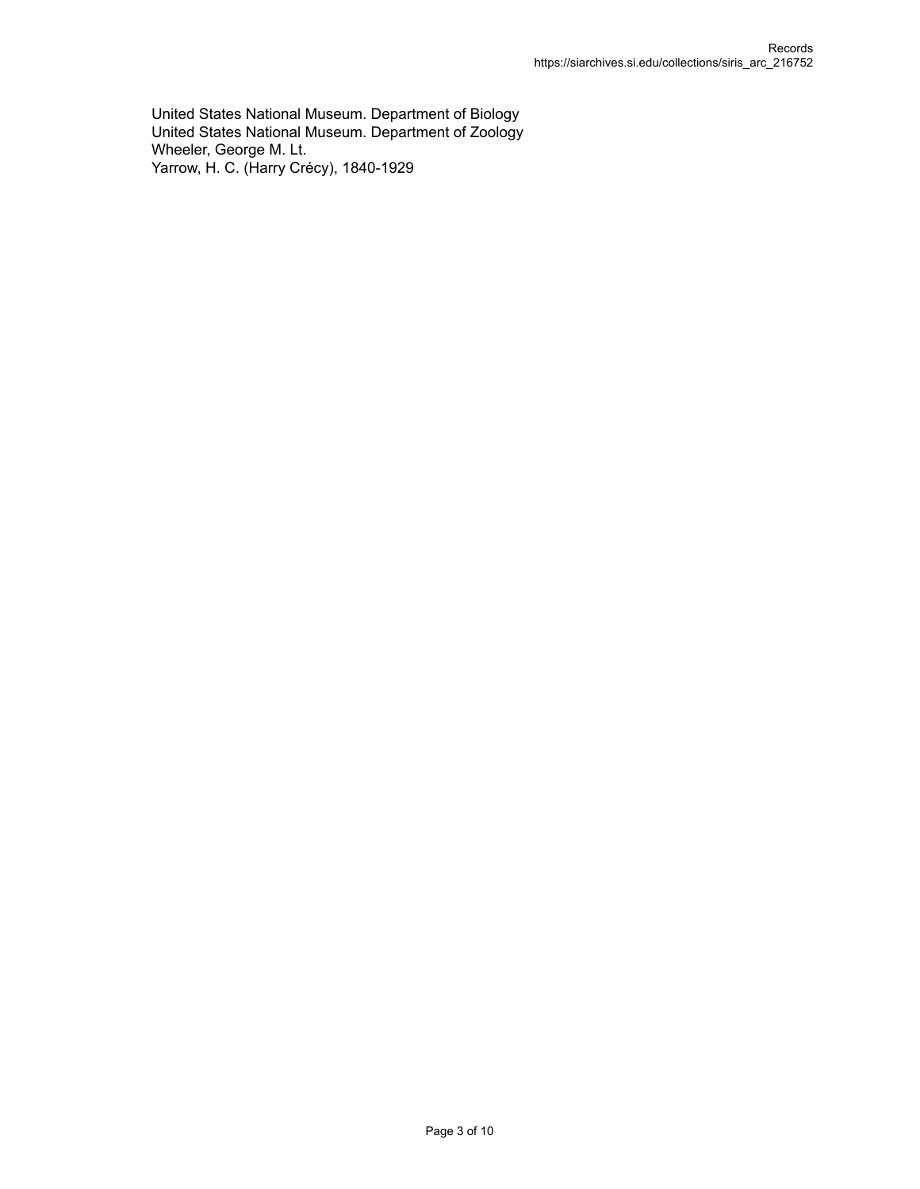United States National Museum. Department of Biology
United States National Museum. Department of Zoology
Wheeler, George M. Lt.
Yarrow, H. C. (Harry Crécy), 1840-1929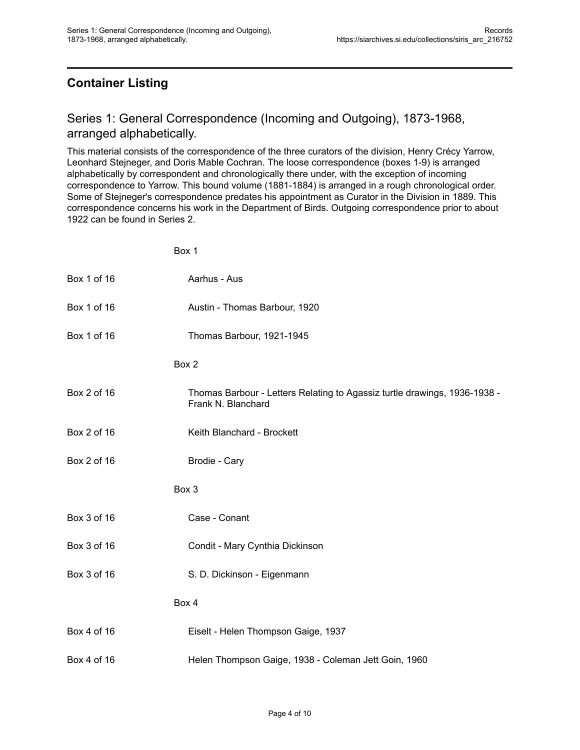## Container Listing

### Series 1: General Correspondence (Incoming and Outgoing), 1873-1968, arranged alphabetically.

This material consists of the correspondence of the three curators of the division, Henry Crécy Yarrow, Leonhard Stejneger, and Doris Mable Cochran. The loose correspondence (boxes 1-9) is arranged alphabetically by correspondent and chronologically there under, with the exception of incoming correspondence to Yarrow. This bound volume (1881-1884) is arranged in a rough chronological order. Some of Stejneger's correspondence predates his appointment as Curator in the Division in 1889. This correspondence concerns his work in the Department of Birds. Outgoing correspondence prior to about 1922 can be found in Series 2.

| | |
|---|---|
| | Box 1 |
| Box 1 of 16 | Aarhus - Aus |
| Box 1 of 16 | Austin - Thomas Barbour, 1920 |
| Box 1 of 16 | Thomas Barbour, 1921-1945 |
| | Box 2 |
| Box 2 of 16 | Thomas Barbour - Letters Relating to Agassiz turtle drawings, 1936-1938 - Frank N. Blanchard |
| Box 2 of 16 | Keith Blanchard - Brockett |
| Box 2 of 16 | Brodie - Cary |
| | Box 3 |
| Box 3 of 16 | Case - Conant |
| Box 3 of 16 | Condit - Mary Cynthia Dickinson |
| Box 3 of 16 | S. D. Dickinson - Eigenmann |
| | Box 4 |
| Box 4 of 16 | Eiselt - Helen Thompson Gaige, 1937 |
| Box 4 of 16 | Helen Thompson Gaige, 1938 - Coleman Jett Goin, 1960 |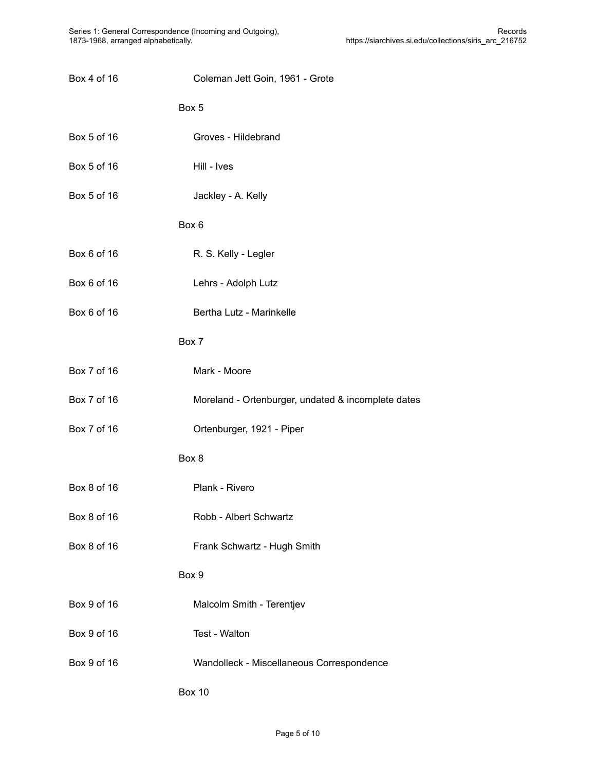| | |
|---|---|
| Box 4 of 16 | Coleman Jett Goin, 1961 - Grote |
| | Box 5 |
| Box 5 of 16 | Groves - Hildebrand |
| Box 5 of 16 | Hill - Ives |
| Box 5 of 16 | Jackley - A. Kelly |
| | Box 6 |
| Box 6 of 16 | R. S. Kelly - Legler |
| Box 6 of 16 | Lehrs - Adolph Lutz |
| Box 6 of 16 | Bertha Lutz - Marinkelle |
| | Box 7 |
| Box 7 of 16 | Mark - Moore |
| Box 7 of 16 | Moreland - Ortenburger, undated & incomplete dates |
| Box 7 of 16 | Ortenburger, 1921 - Piper |
| | Box 8 |
| Box 8 of 16 | Plank - Rivero |
| Box 8 of 16 | Robb - Albert Schwartz |
| Box 8 of 16 | Frank Schwartz - Hugh Smith |
| | Box 9 |
| Box 9 of 16 | Malcolm Smith - Terentjev |
| Box 9 of 16 | Test - Walton |
| Box 9 of 16 | Wandolleck - Miscellaneous Correspondence |
| | Box 10 |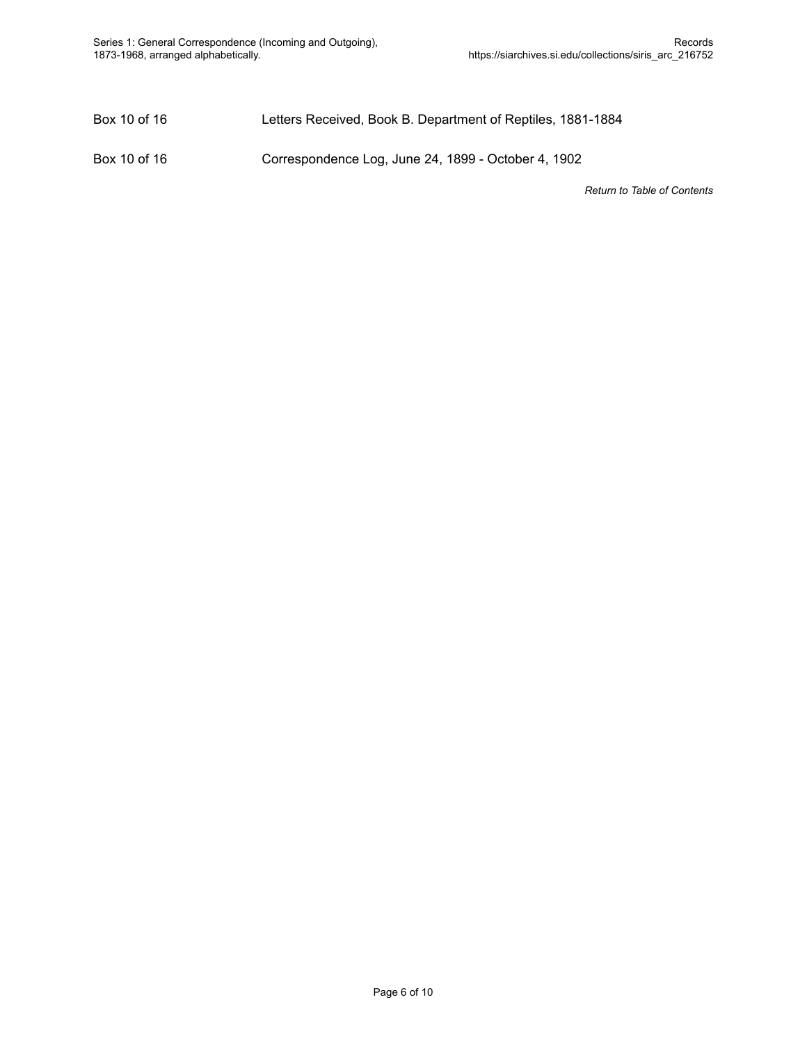| | |
|---|---|
| Box 10 of 16 | Letters Received, Book B. Department of Reptiles, 1881-1884 |
| Box 10 of 16 | Correspondence Log, June 24, 1899 - October 4, 1902 |

*Return to Table of Contents*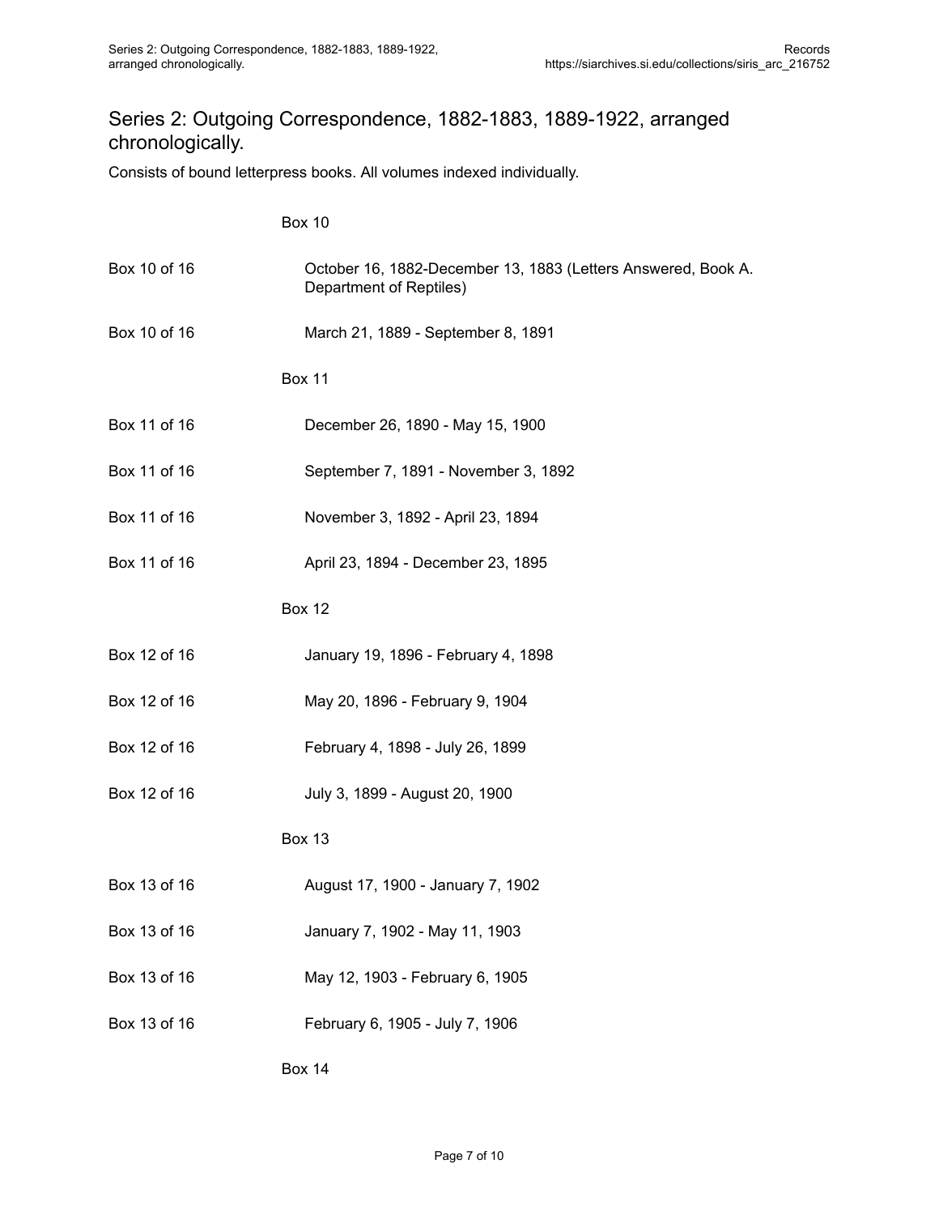## Series 2: Outgoing Correspondence, 1882-1883, 1889-1922, arranged chronologically.

Consists of bound letterpress books. All volumes indexed individually.

Box 10

| | |
|---|---|
| Box 10 of 16 | October 16, 1882-December 13, 1883 (Letters Answered, Book A. Department of Reptiles) |
| Box 10 of 16 | March 21, 1889 - September 8, 1891 |

Box 11

| | |
|---|---|
| Box 11 of 16 | December 26, 1890 - May 15, 1900 |
| Box 11 of 16 | September 7, 1891 - November 3, 1892 |
| Box 11 of 16 | November 3, 1892 - April 23, 1894 |
| Box 11 of 16 | April 23, 1894 - December 23, 1895 |

Box 12

| | |
|---|---|
| Box 12 of 16 | January 19, 1896 - February 4, 1898 |
| Box 12 of 16 | May 20, 1896 - February 9, 1904 |
| Box 12 of 16 | February 4, 1898 - July 26, 1899 |
| Box 12 of 16 | July 3, 1899 - August 20, 1900 |

Box 13

| | |
|---|---|
| Box 13 of 16 | August 17, 1900 - January 7, 1902 |
| Box 13 of 16 | January 7, 1902 - May 11, 1903 |
| Box 13 of 16 | May 12, 1903 - February 6, 1905 |
| Box 13 of 16 | February 6, 1905 - July 7, 1906 |

Box 14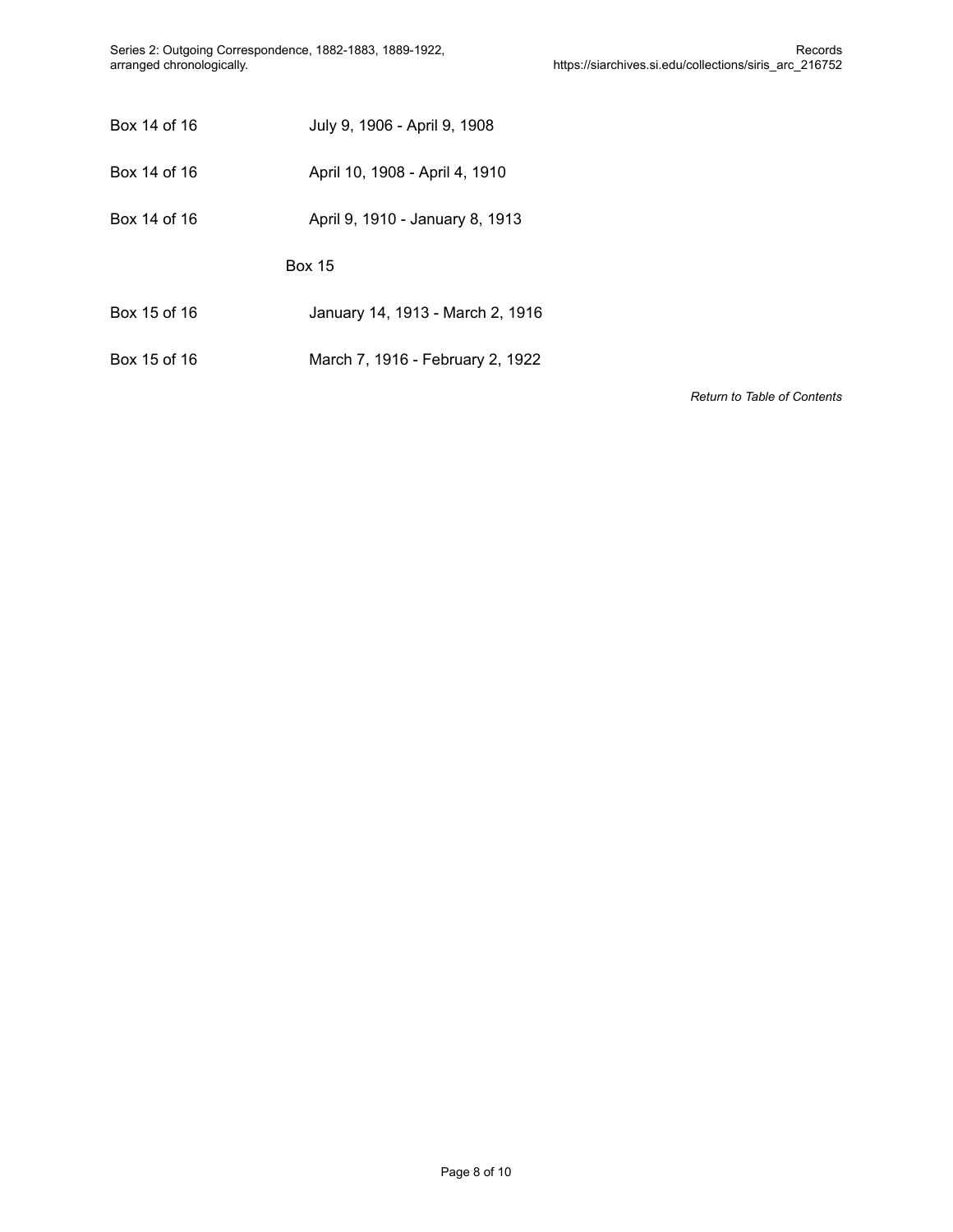| | |
|---|---|
| Box 14 of 16 | July 9, 1906 - April 9, 1908 |
| Box 14 of 16 | April 10, 1908 - April 4, 1910 |
| Box 14 of 16 | April 9, 1910 - January 8, 1913 |

Box 15

| | |
|---|---|
| Box 15 of 16 | January 14, 1913 - March 2, 1916 |
| Box 15 of 16 | March 7, 1916 - February 2, 1922 |

*Return to Table of Contents*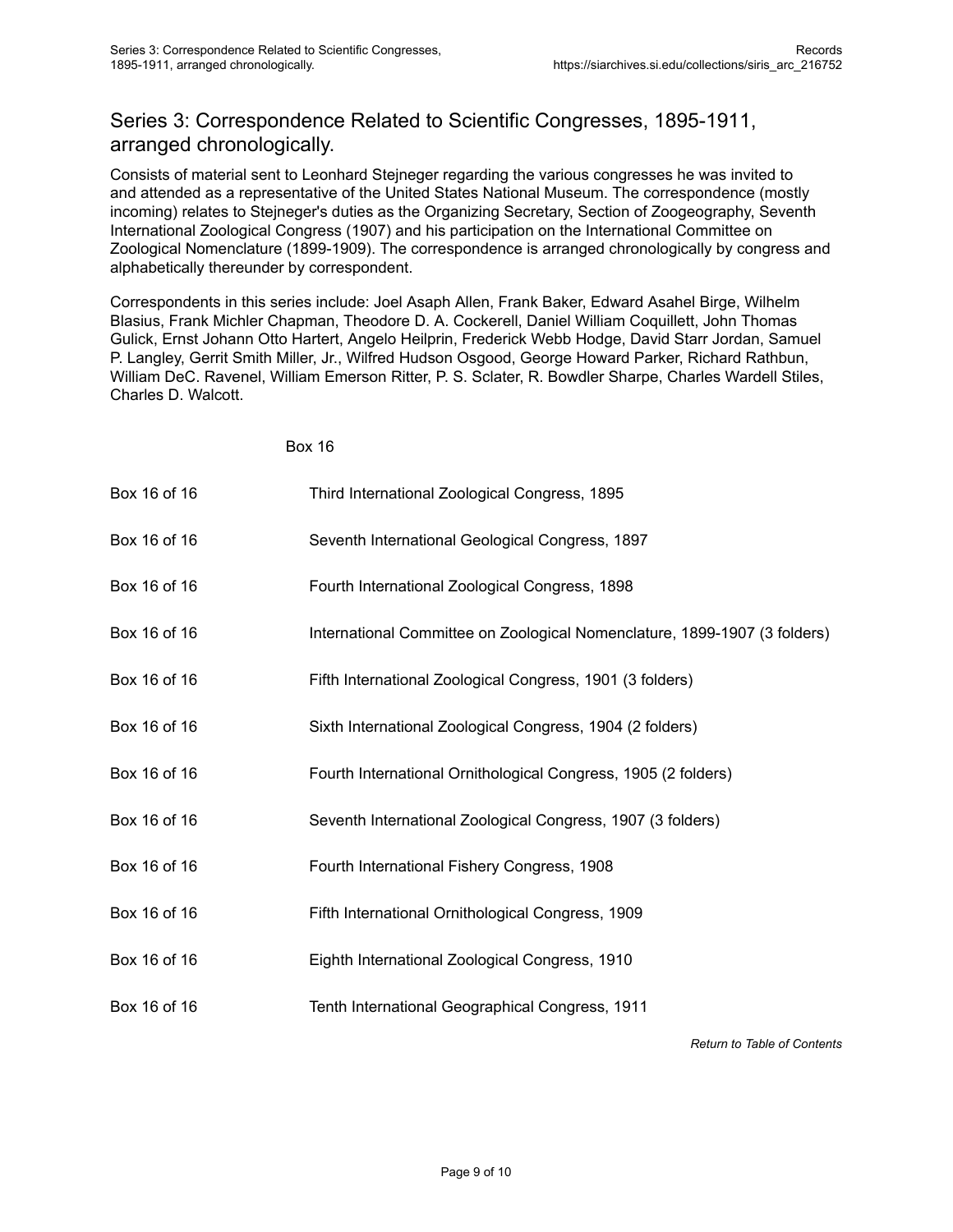## Series 3: Correspondence Related to Scientific Congresses, 1895-1911, arranged chronologically.

Consists of material sent to Leonhard Stejneger regarding the various congresses he was invited to and attended as a representative of the United States National Museum. The correspondence (mostly incoming) relates to Stejneger's duties as the Organizing Secretary, Section of Zoogeography, Seventh International Zoological Congress (1907) and his participation on the International Committee on Zoological Nomenclature (1899-1909). The correspondence is arranged chronologically by congress and alphabetically thereunder by correspondent.

Correspondents in this series include: Joel Asaph Allen, Frank Baker, Edward Asahel Birge, Wilhelm Blasius, Frank Michler Chapman, Theodore D. A. Cockerell, Daniel William Coquillett, John Thomas Gulick, Ernst Johann Otto Hartert, Angelo Heilprin, Frederick Webb Hodge, David Starr Jordan, Samuel P. Langley, Gerrit Smith Miller, Jr., Wilfred Hudson Osgood, George Howard Parker, Richard Rathbun, William DeC. Ravenel, William Emerson Ritter, P. S. Sclater, R. Bowdler Sharpe, Charles Wardell Stiles, Charles D. Walcott.

Box 16

| | |
|---|---|
| Box 16 of 16 | Third International Zoological Congress, 1895 |
| Box 16 of 16 | Seventh International Geological Congress, 1897 |
| Box 16 of 16 | Fourth International Zoological Congress, 1898 |
| Box 16 of 16 | International Committee on Zoological Nomenclature, 1899-1907 (3 folders) |
| Box 16 of 16 | Fifth International Zoological Congress, 1901 (3 folders) |
| Box 16 of 16 | Sixth International Zoological Congress, 1904 (2 folders) |
| Box 16 of 16 | Fourth International Ornithological Congress, 1905 (2 folders) |
| Box 16 of 16 | Seventh International Zoological Congress, 1907 (3 folders) |
| Box 16 of 16 | Fourth International Fishery Congress, 1908 |
| Box 16 of 16 | Fifth International Ornithological Congress, 1909 |
| Box 16 of 16 | Eighth International Zoological Congress, 1910 |
| Box 16 of 16 | Tenth International Geographical Congress, 1911 |

*Return to Table of Contents*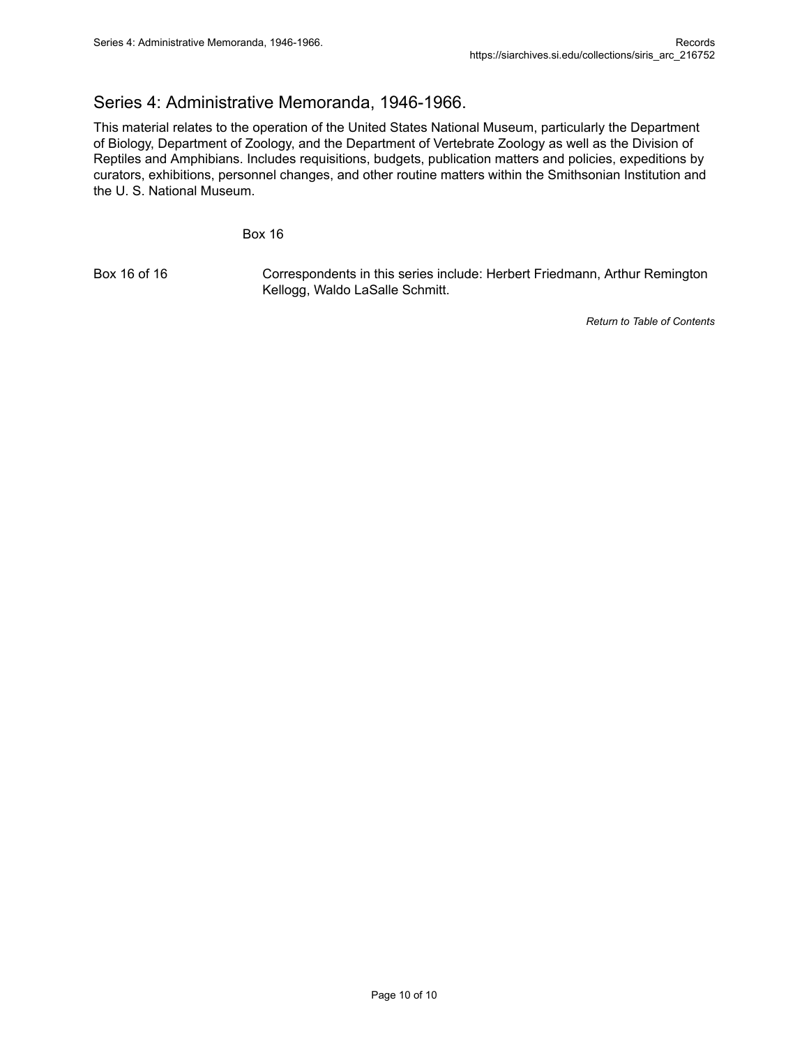## Series 4: Administrative Memoranda, 1946-1966.

This material relates to the operation of the United States National Museum, particularly the Department of Biology, Department of Zoology, and the Department of Vertebrate Zoology as well as the Division of Reptiles and Amphibians. Includes requisitions, budgets, publication matters and policies, expeditions by curators, exhibitions, personnel changes, and other routine matters within the Smithsonian Institution and the U. S. National Museum.

| | |
|---|---|
| | Box 16 |
| Box 16 of 16 | Correspondents in this series include: Herbert Friedmann, Arthur Remington Kellogg, Waldo LaSalle Schmitt. |

*Return to Table of Contents*